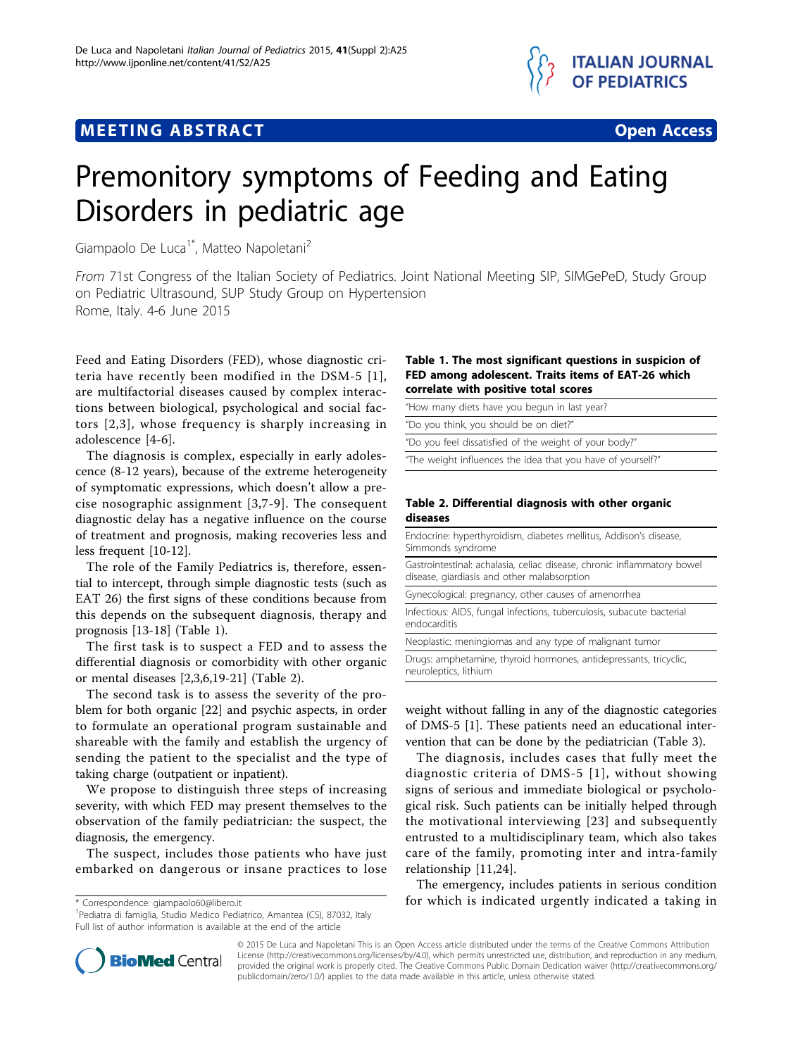MEETING ABSTRACT

Open Access

# Premonitory symptoms of Feeding and Eating Disorders in pediatric age

Giampaolo De Luca[1*], Matteo Napoletani[2]

*From* 71st Congress of the Italian Society of Pediatrics. Joint National Meeting SIP, SIMGePeD, Study Group on Pediatric Ultrasound, SUP Study Group on Hypertension
Rome, Italy. 4-6 June 2015

Feed and Eating Disorders (FED), whose diagnostic criteria have recently been modified in the DSM-5 [1], are multifactorial diseases caused by complex interactions between biological, psychological and social factors [2,3], whose frequency is sharply increasing in adolescence [4-6].

The diagnosis is complex, especially in early adolescence (8-12 years), because of the extreme heterogeneity of symptomatic expressions, which doesn't allow a precise nosographic assignment [3,7-9]. The consequent diagnostic delay has a negative influence on the course of treatment and prognosis, making recoveries less and less frequent [10-12].

The role of the Family Pediatrics is, therefore, essential to intercept, through simple diagnostic tests (such as EAT 26) the first signs of these conditions because from this depends on the subsequent diagnosis, therapy and prognosis [13-18] (Table 1).

The first task is to suspect a FED and to assess the differential diagnosis or comorbidity with other organic or mental diseases [2,3,6,19-21] (Table 2).

The second task is to assess the severity of the problem for both organic [22] and psychic aspects, in order to formulate an operational program sustainable and shareable with the family and establish the urgency of sending the patient to the specialist and the type of taking charge (outpatient or inpatient).

We propose to distinguish three steps of increasing severity, with which FED may present themselves to the observation of the family pediatrician: the suspect, the diagnosis, the emergency.

The suspect, includes those patients who have just embarked on dangerous or insane practices to lose weight without falling in any of the diagnostic categories of DMS-5 [1]. These patients need an educational intervention that can be done by the pediatrician (Table 3).

The diagnosis, includes cases that fully meet the diagnostic criteria of DMS-5 [1], without showing signs of serious and immediate biological or psychological risk. Such patients can be initially helped through the motivational interviewing [23] and subsequently entrusted to a multidisciplinary team, which also takes care of the family, promoting inter and intra-family relationship [11,24].

The emergency, includes patients in serious condition for which is indicated urgently indicated a taking in

**Table 1. The most significant questions in suspicion of FED among adolescent. Traits items of EAT-26 which correlate with positive total scores**

| |
|---|
| "How many diets have you begun in last year? |
| "Do you think, you should be on diet?" |
| "Do you feel dissatisfied of the weight of your body?" |
| "The weight influences the idea that you have of yourself?" |

**Table 2. Differential diagnosis with other organic diseases**

| |
|---|
| Endocrine: hyperthyroidism, diabetes mellitus, Addison's disease, Simmonds syndrome |
| Gastrointestinal: achalasia, celiac disease, chronic inflammatory bowel disease, giardiasis and other malabsorption |
| Gynecological: pregnancy, other causes of amenorrhea |
| Infectious: AIDS, fungal infections, tuberculosis, subacute bacterial endocarditis |
| Neoplastic: meningiomas and any type of malignant tumor |
| Drugs: amphetamine, thyroid hormones, antidepressants, tricyclic, neuroleptics, lithium |

\* Correspondence: giampaolo60@libero.it
[1]Pediatra di famiglia, Studio Medico Pediatrico, Amantea (CS), 87032, Italy
Full list of author information is available at the end of the article

© 2015 De Luca and Napoletani This is an Open Access article distributed under the terms of the Creative Commons Attribution License (http://creativecommons.org/licenses/by/4.0), which permits unrestricted use, distribution, and reproduction in any medium, provided the original work is properly cited. The Creative Commons Public Domain Dedication waiver (http://creativecommons.org/publicdomain/zero/1.0/) applies to the data made available in this article, unless otherwise stated.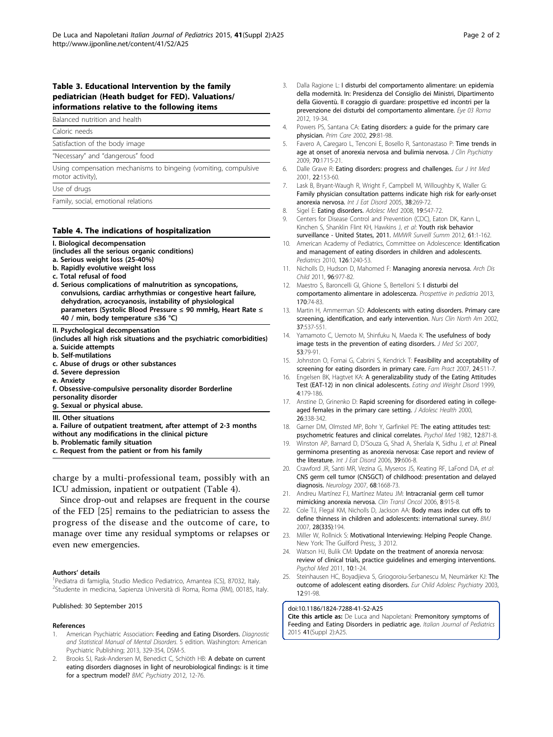### Table 3. Educational Intervention by the family pediatrician (Heath budget for FED). Valuations/informations relative to the following items

| |
|---|
| Balanced nutrition and health |
| Caloric needs |
| Satisfaction of the body image |
| "Necessary" and "dangerous" food |
| Using compensation mechanisms to bingeing (vomiting, compulsive motor activity), |
| Use of drugs |
| Family, social, emotional relations |

### Table 4. The indications of hospitalization

| |
|---|
| **I. Biological decompensation**<br>**(includes all the serious organic conditions)**<br>**a. Serious weight loss (25-40%)**<br>**b. Rapidly evolutive weight loss**<br>**c. Total refusal of food**<br>**d. Serious complications of malnutrition as syncopations, convulsions, cardiac arrhythmias or congestive heart failure, dehydration, acrocyanosis, instability of physiological parameters (Systolic Blood Pressure ≤ 90 mmHg, Heart Rate ≤ 40 / min, body temperature ≤36 °C)** |
| **II. Psychological decompensation**<br>**(includes all high risk situations and the psychiatric comorbidities)**<br>**a. Suicide attempts**<br>**b. Self-mutilations**<br>**c. Abuse of drugs or other substances**<br>**d. Severe depression**<br>**e. Anxiety**<br>**f. Obsessive-compulsive personality disorder Borderline personality disorder**<br>**g. Sexual or physical abuse.** |
| **III. Other situations**<br>**a. Failure of outpatient treatment, after attempt of 2-3 months without any modifications in the clinical picture**<br>**b. Problematic family situation**<br>**c. Request from the patient or from his family** |

charge by a multi-professional team, possibly with an ICU admission, inpatient or outpatient (Table 4).

Since drop-out and relapses are frequent in the course of the FED [25] remains to the pediatrician to assess the progress of the disease and the outcome of care, to manage over time any residual symptoms or relapses or even new emergencies.

#### Authors' details

[1]Pediatra di famiglia, Studio Medico Pediatrico, Amantea (CS), 87032, Italy. [2]Studente in medicina, Sapienza Università di Roma, Roma (RM), 00185, Italy.

Published: 30 September 2015

#### References

1. American Psychiatric Association: **Feeding and Eating Disorders.** *Diagnostic and Statistical Manual of Mental Disorders.* 5 edition. Washington: American Psychiatric Publishing; 2013, 329-354, DSM-5.
2. Brooks SJ, Rask-Andersen M, Benedict C, Schiöth HB: **A debate on current eating disorders diagnoses in light of neurobiological findings: is it time for a spectrum model?** *BMC Psychiatry* 2012, 12-76.
3. Dalla Ragione L: **I disturbi del comportamento alimentare: un epidemia della modernità. In: Presidenza del Consiglio dei Ministri, Dipartimento della Gioventù. Il coraggio di guardare: prospettive ed incontri per la prevenzione dei disturbi del comportamento alimentare.** *Eye 03 Roma* 2012, 19-34.
4. Powers PS, Santana CA: **Eating disorders: a guide for the primary care physician.** *Prim Care* 2002, **29**:81-98.
5. Favero A, Caregaro L, Tenconi E, Bosello R, Santonastaso P: **Time trends in age at onset of anorexia nervosa and bulimia nervosa.** *J Clin Psychiatry* 2009, **70**:1715-21.
6. Dalle Grave R: **Eating disorders: progress and challenges.** *Eur J Int Med* 2001, **22**:153-60.
7. Lask B, Bryant-Waugh R, Wright F, Campbell M, Willoughby K, Waller G: **Family physician consultation patterns indicate high risk for early-onset anorexia nervosa.** *Int J Eat Disord* 2005, **38**:269-72.
8. Sigel E: **Eating disorders.** *Adolesc Med* 2008, **19**:547-72.
9. Centers for Disease Control and Prevention (CDC), Eaton DK, Kann L, Kinchen S, Shanklin Flint KH, Hawkins J, *et al*: **Youth risk behavior surveillance - United States, 2011.** *MMWR Surveill Summ* 2012, **61**:1-162.
10. American Academy of Pediatrics, Committee on Adolescence: **Identification and management of eating disorders in children and adolescents.** *Pediatrics* 2010, **126**:1240-53.
11. Nicholls D, Hudson D, Mahomed F: **Managing anorexia nervosa.** *Arch Dis Child* 2011, **96**:977-82.
12. Maestro S, Baroncelli GI, Ghione S, Bertelloni S: **I disturbi del comportamento alimentare in adolescenza.** *Prospettive in pediatria* 2013, **170**:74-83.
13. Martin H, Ammerman SD: **Adolescents with eating disorders. Primary care screening, identification, and early intervention.** *Nurs Clin North Am* 2002, **37**:537-551.
14. Yamamoto C, Uemoto M, Shinfuku N, Maeda K: **The usefulness of body image tests in the prevention of eating disorders.** *J Med Sci* 2007, **53**:79-91.
15. Johnston O, Fornai G, Cabrini S, Kendrick T: **Feasibility and acceptability of screening for eating disorders in primary care.** *Fam Pract* 2007, **24**:511-7.
16. Engelsen BK, Hagtvet KA: **A generalizability study of the Eating Attitudes Test (EAT-12) in non clinical adolescents.** *Eating and Weight Disord* 1999, **4**:179-186.
17. Anstine D, Grinenko D: **Rapid screening for disordered eating in college-aged females in the primary care setting.** *J Adolesc Health* 2000, **26**:338-342.
18. Garner DM, Olmsted MP, Bohr Y, Garfinkel PE: **The eating attitudes test: psychometric features and clinical correlates.** *Psychol Med* 1982, **12**:871-8.
19. Winston AP, Barnard D, D'Souza G, Shad A, Sherlala K, Sidhu J, *et al*: **Pineal germinoma presenting as anorexia nervosa: Case report and review of the literature.** *Int J Eat Disord* 2006, **39**:606-8.
20. Crawford JR, Santi MR, Vezina G, Myseros JS, Keating RF, LaFond DA, *et al*: **CNS germ cell tumor (CNSGCT) of childhood: presentation and delayed diagnosis.** *Neurology* 2007, **68**:1668-73.
21. Andreu Martínez FJ, Martínez Mateu JM: **Intracranial germ cell tumor mimicking anorexia nervosa.** *Clin Transl Oncol* 2006, **8**:915-8.
22. Cole TJ, Flegal KM, Nicholls D, Jackson AA: **Body mass index cut offs to define thinness in children and adolescents: international survey.** *BMJ* 2007, **28(335)**:194.
23. Miller W, Rollnick S: **Motivational Interviewing: Helping People Change.** New York: The Guilford Press;, 3 2012.
24. Watson HJ, Bulik CM: **Update on the treatment of anorexia nervosa: review of clinical trials, practice guidelines and emerging interventions.** *Psychol Med* 2011, **10**:1-24.
25. Steinhausen HC, Boyadjieva S, Griogoroiu-Serbanescu M, Neumärker KJ: **The outcome of adolescent eating disorders.** *Eur Child Adolesc Psychiatry* 2003, **12**:91-98.

doi:10.1186/1824-7288-41-S2-A25

**Cite this article as:** De Luca and Napoletani: Premonitory symptoms of Feeding and Eating Disorders in pediatric age. *Italian Journal of Pediatrics* 2015 **41**(Suppl 2):A25.